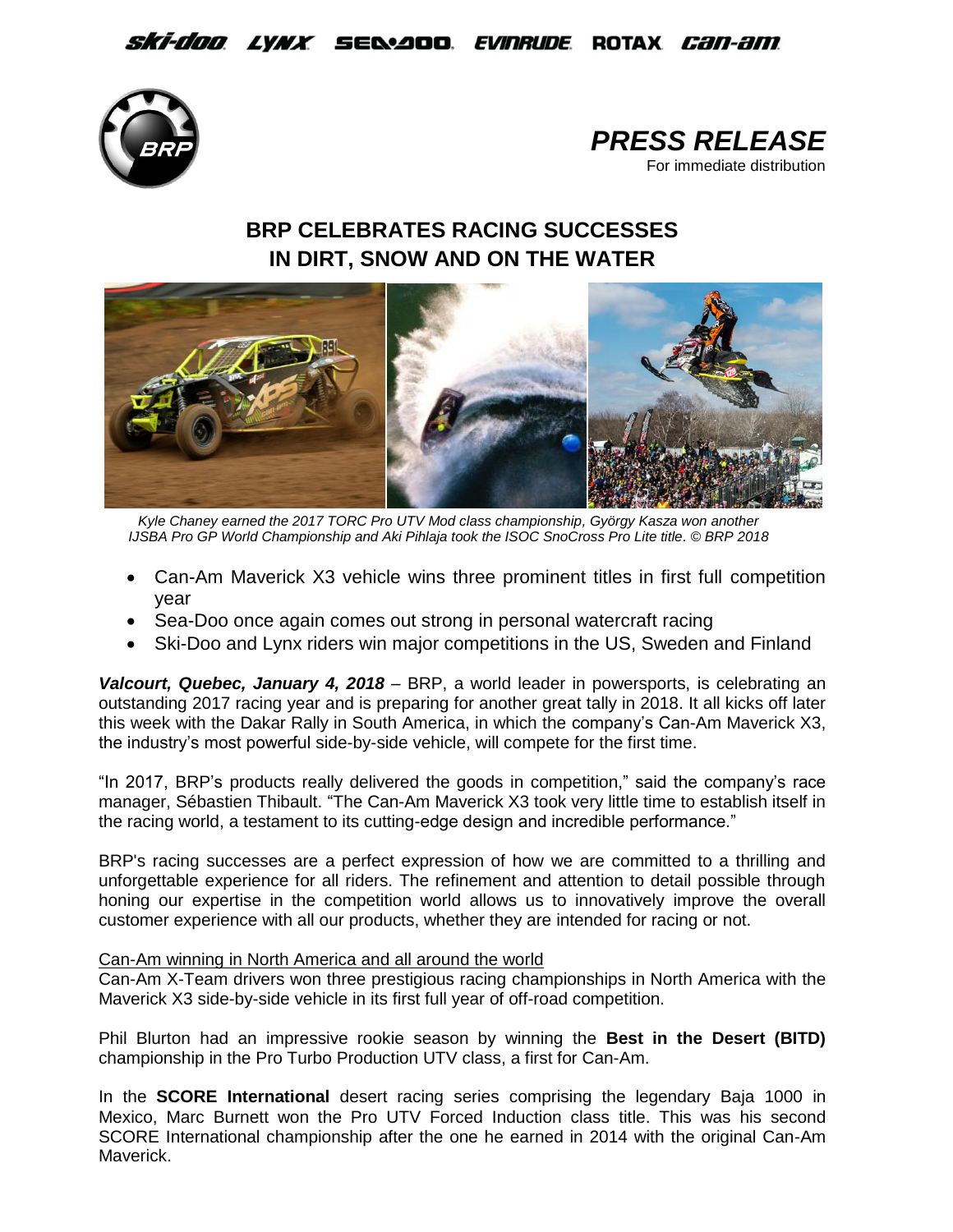PRESS RELEASE

For immediate distribution

# BRP CELEBRATES RACING SUCCESSES IN DIRT, SNOW AND ON THE WATER

*Kyle Chaney earned the 2017 TORC Pro UTV Mod class championship, György Kasza won another IJSBA Pro GP World Championship and Aki Pihlaja took the ISOC SnoCross Pro Lite title. © BRP 2018*

- Can-Am Maverick X3 vehicle wins three prominent titles in first full competition year
- Sea-Doo once again comes out strong in personal watercraft racing
- Ski-Doo and Lynx riders win major competitions in the US, Sweden and Finland

***Valcourt, Quebec, January 4, 2018*** – BRP, a world leader in powersports, is celebrating an outstanding 2017 racing year and is preparing for another great tally in 2018. It all kicks off later this week with the Dakar Rally in South America, in which the company's Can-Am Maverick X3, the industry's most powerful side-by-side vehicle, will compete for the first time.

"In 2017, BRP's products really delivered the goods in competition," said the company's race manager, Sébastien Thibault. "The Can-Am Maverick X3 took very little time to establish itself in the racing world, a testament to its cutting-edge design and incredible performance."

BRP's racing successes are a perfect expression of how we are committed to a thrilling and unforgettable experience for all riders. The refinement and attention to detail possible through honing our expertise in the competition world allows us to innovatively improve the overall customer experience with all our products, whether they are intended for racing or not.

Can-Am winning in North America and all around the world

Can-Am X-Team drivers won three prestigious racing championships in North America with the Maverick X3 side-by-side vehicle in its first full year of off-road competition.

Phil Blurton had an impressive rookie season by winning the **Best in the Desert (BITD)** championship in the Pro Turbo Production UTV class, a first for Can-Am.

In the **SCORE International** desert racing series comprising the legendary Baja 1000 in Mexico, Marc Burnett won the Pro UTV Forced Induction class title. This was his second SCORE International championship after the one he earned in 2014 with the original Can-Am Maverick.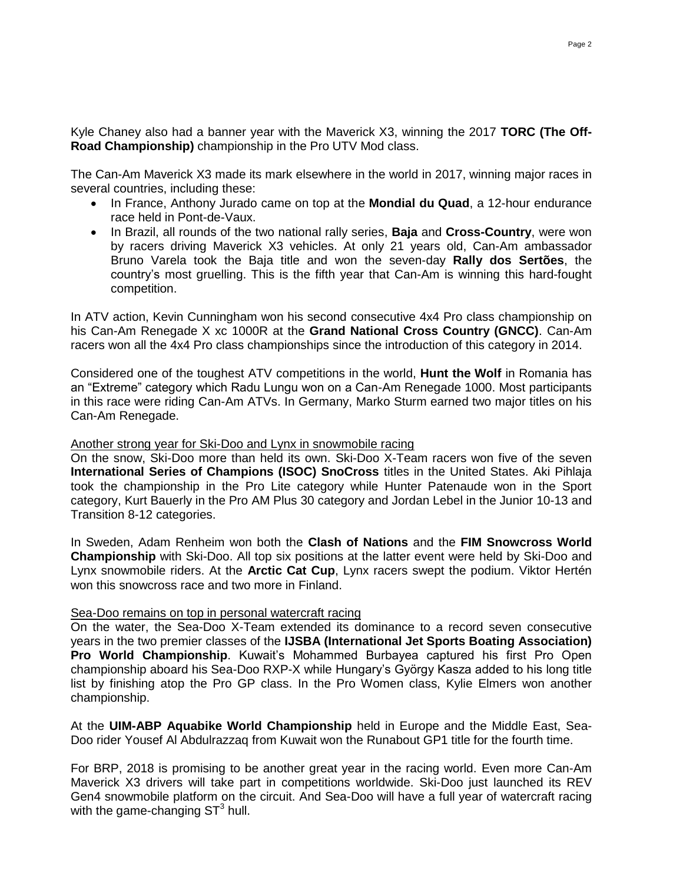Kyle Chaney also had a banner year with the Maverick X3, winning the 2017 **TORC (The Off-Road Championship)** championship in the Pro UTV Mod class.

The Can-Am Maverick X3 made its mark elsewhere in the world in 2017, winning major races in several countries, including these:

- In France, Anthony Jurado came on top at the **Mondial du Quad**, a 12-hour endurance race held in Pont-de-Vaux.
- In Brazil, all rounds of the two national rally series, **Baja** and **Cross-Country**, were won by racers driving Maverick X3 vehicles. At only 21 years old, Can-Am ambassador Bruno Varela took the Baja title and won the seven-day **Rally dos Sertões**, the country's most gruelling. This is the fifth year that Can-Am is winning this hard-fought competition.

In ATV action, Kevin Cunningham won his second consecutive 4x4 Pro class championship on his Can-Am Renegade X xc 1000R at the **Grand National Cross Country (GNCC)**. Can-Am racers won all the 4x4 Pro class championships since the introduction of this category in 2014.

Considered one of the toughest ATV competitions in the world, **Hunt the Wolf** in Romania has an "Extreme" category which Radu Lungu won on a Can-Am Renegade 1000. Most participants in this race were riding Can-Am ATVs. In Germany, Marko Sturm earned two major titles on his Can-Am Renegade.

<u>Another strong year for Ski-Doo and Lynx in snowmobile racing</u>

On the snow, Ski-Doo more than held its own. Ski-Doo X-Team racers won five of the seven **International Series of Champions (ISOC) SnoCross** titles in the United States. Aki Pihlaja took the championship in the Pro Lite category while Hunter Patenaude won in the Sport category, Kurt Bauerly in the Pro AM Plus 30 category and Jordan Lebel in the Junior 10-13 and Transition 8-12 categories.

In Sweden, Adam Renheim won both the **Clash of Nations** and the **FIM Snowcross World Championship** with Ski-Doo. All top six positions at the latter event were held by Ski-Doo and Lynx snowmobile riders. At the **Arctic Cat Cup**, Lynx racers swept the podium. Viktor Hertén won this snowcross race and two more in Finland.

<u>Sea-Doo remains on top in personal watercraft racing</u>

On the water, the Sea-Doo X-Team extended its dominance to a record seven consecutive years in the two premier classes of the **IJSBA (International Jet Sports Boating Association) Pro World Championship**. Kuwait's Mohammed Burbayea captured his first Pro Open championship aboard his Sea-Doo RXP-X while Hungary's György Kasza added to his long title list by finishing atop the Pro GP class. In the Pro Women class, Kylie Elmers won another championship.

At the **UIM-ABP Aquabike World Championship** held in Europe and the Middle East, Sea-Doo rider Yousef Al Abdulrazzaq from Kuwait won the Runabout GP1 title for the fourth time.

For BRP, 2018 is promising to be another great year in the racing world. Even more Can-Am Maverick X3 drivers will take part in competitions worldwide. Ski-Doo just launched its REV Gen4 snowmobile platform on the circuit. And Sea-Doo will have a full year of watercraft racing with the game-changing $ST^3$ hull.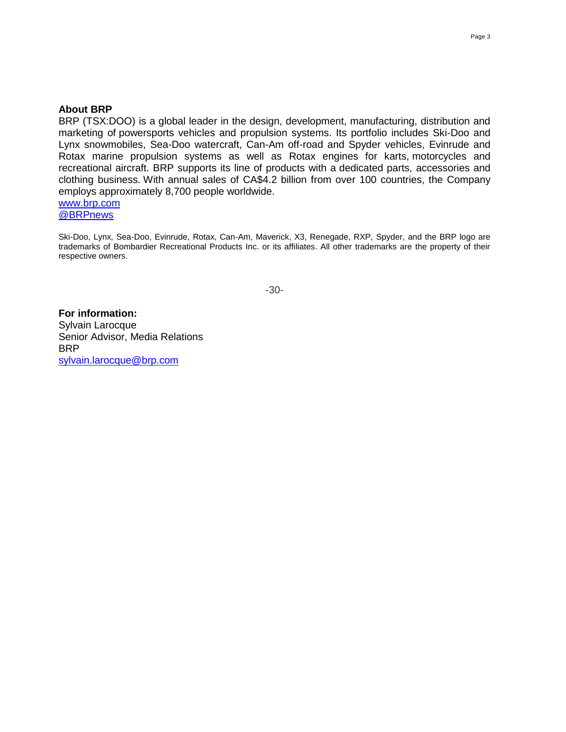**About BRP**

BRP (TSX:DOO) is a global leader in the design, development, manufacturing, distribution and marketing of powersports vehicles and propulsion systems. Its portfolio includes Ski-Doo and Lynx snowmobiles, Sea-Doo watercraft, Can-Am off-road and Spyder vehicles, Evinrude and Rotax marine propulsion systems as well as Rotax engines for karts, motorcycles and recreational aircraft. BRP supports its line of products with a dedicated parts, accessories and clothing business. With annual sales of CA$4.2 billion from over 100 countries, the Company employs approximately 8,700 people worldwide.

[www.brp.com](http://www.brp.com)
@BRPnews

Ski-Doo, Lynx, Sea-Doo, Evinrude, Rotax, Can-Am, Maverick, X3, Renegade, RXP, Spyder, and the BRP logo are trademarks of Bombardier Recreational Products Inc. or its affiliates. All other trademarks are the property of their respective owners.

-30-

**For information:**
Sylvain Larocque
Senior Advisor, Media Relations
BRP
[sylvain.larocque@brp.com](mailto:sylvain.larocque@brp.com)